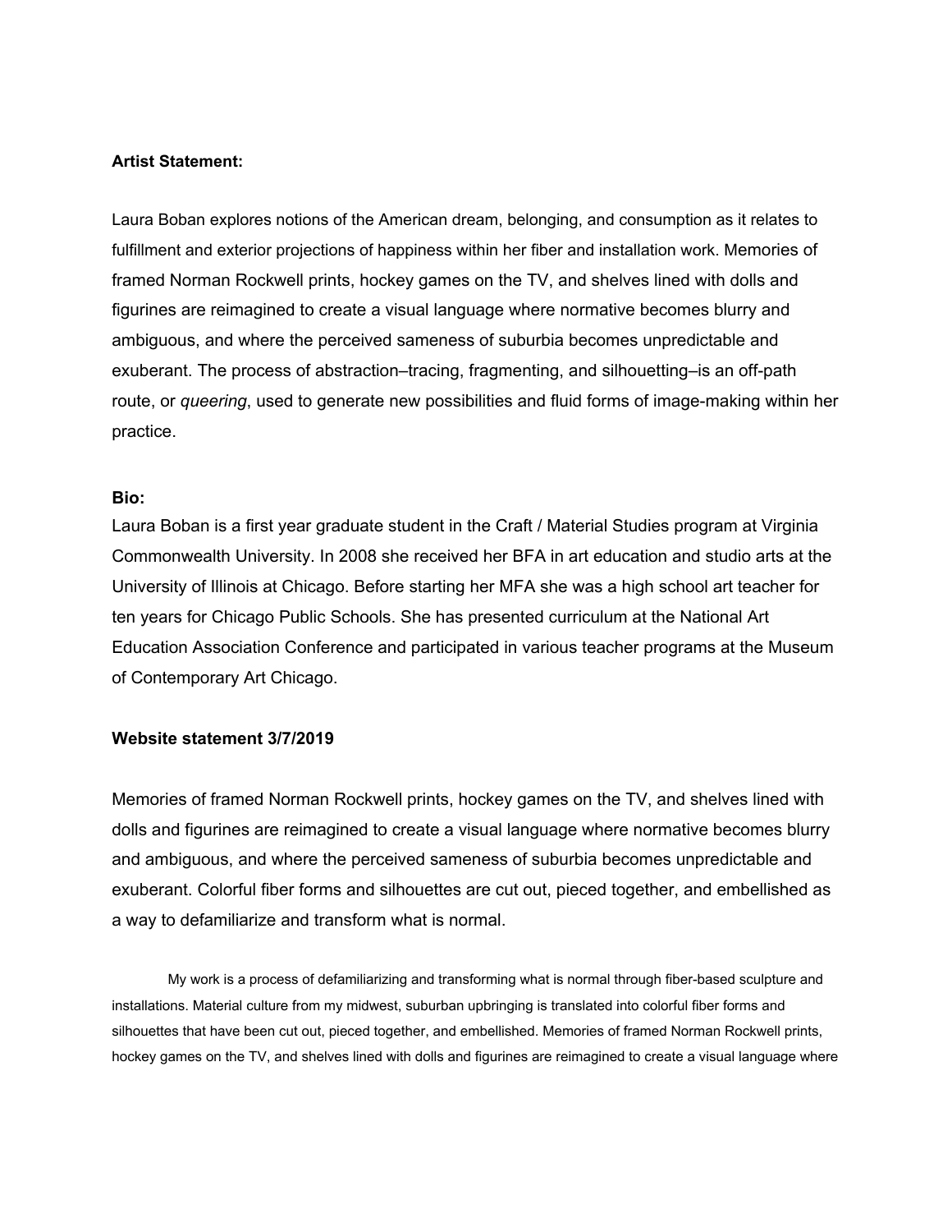**Artist Statement:**

Laura Boban explores notions of the American dream, belonging, and consumption as it relates to fulfillment and exterior projections of happiness within her fiber and installation work. Memories of framed Norman Rockwell prints, hockey games on the TV, and shelves lined with dolls and figurines are reimagined to create a visual language where normative becomes blurry and ambiguous, and where the perceived sameness of suburbia becomes unpredictable and exuberant. The process of abstraction–tracing, fragmenting, and silhouetting–is an off-path route, or *queering*, used to generate new possibilities and fluid forms of image-making within her practice.

**Bio:**

Laura Boban is a first year graduate student in the Craft / Material Studies program at Virginia Commonwealth University. In 2008 she received her BFA in art education and studio arts at the University of Illinois at Chicago. Before starting her MFA she was a high school art teacher for ten years for Chicago Public Schools. She has presented curriculum at the National Art Education Association Conference and participated in various teacher programs at the Museum of Contemporary Art Chicago.

**Website statement 3/7/2019**

Memories of framed Norman Rockwell prints, hockey games on the TV, and shelves lined with dolls and figurines are reimagined to create a visual language where normative becomes blurry and ambiguous, and where the perceived sameness of suburbia becomes unpredictable and exuberant. Colorful fiber forms and silhouettes are cut out, pieced together, and embellished as a way to defamiliarize and transform what is normal.

My work is a process of defamiliarizing and transforming what is normal through fiber-based sculpture and installations. Material culture from my midwest, suburban upbringing is translated into colorful fiber forms and silhouettes that have been cut out, pieced together, and embellished. Memories of framed Norman Rockwell prints, hockey games on the TV, and shelves lined with dolls and figurines are reimagined to create a visual language where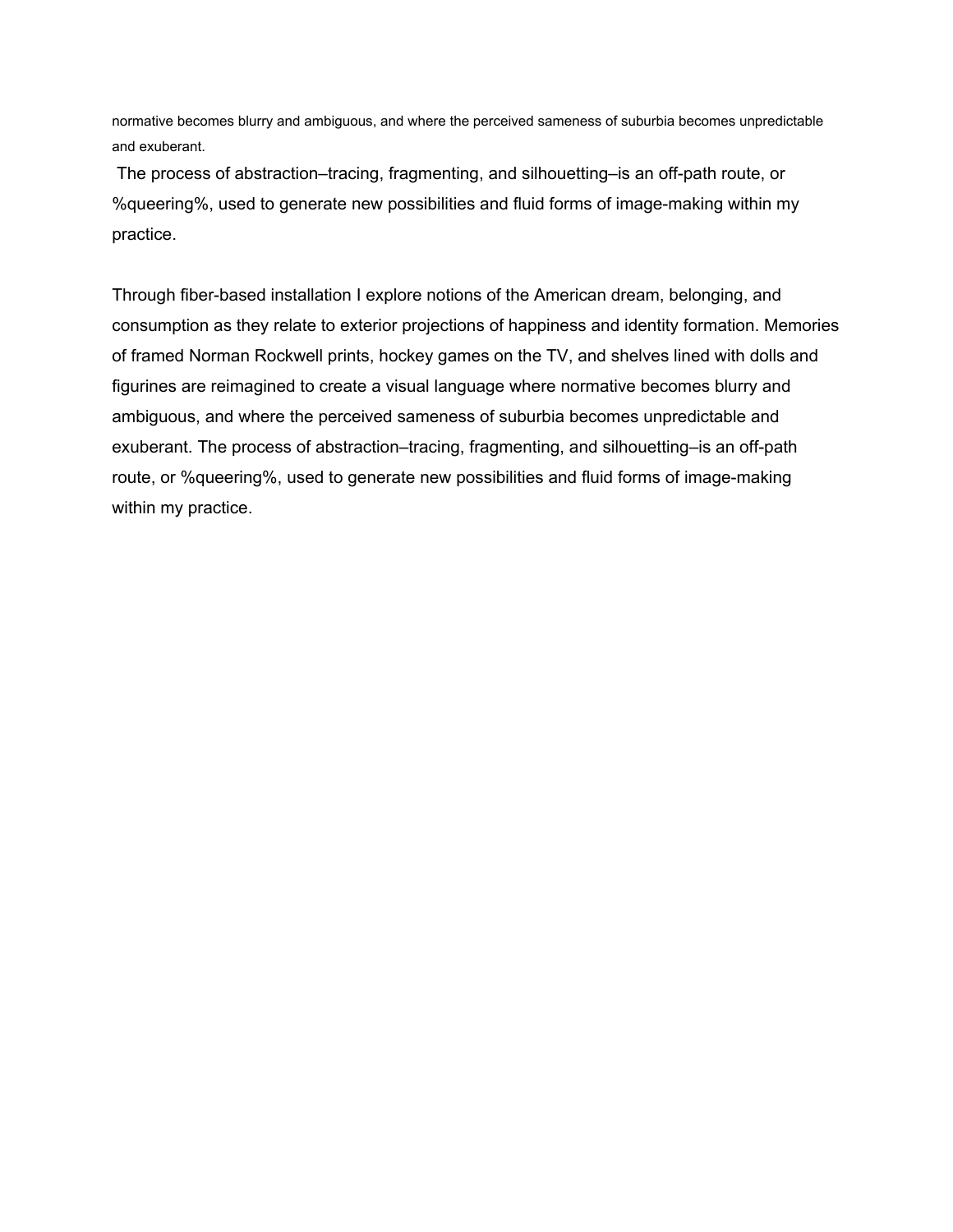normative becomes blurry and ambiguous, and where the perceived sameness of suburbia becomes unpredictable and exuberant.

The process of abstraction–tracing, fragmenting, and silhouetting–is an off-path route, or %queering%, used to generate new possibilities and fluid forms of image-making within my practice.

Through fiber-based installation I explore notions of the American dream, belonging, and consumption as they relate to exterior projections of happiness and identity formation. Memories of framed Norman Rockwell prints, hockey games on the TV, and shelves lined with dolls and figurines are reimagined to create a visual language where normative becomes blurry and ambiguous, and where the perceived sameness of suburbia becomes unpredictable and exuberant. The process of abstraction–tracing, fragmenting, and silhouetting–is an off-path route, or %queering%, used to generate new possibilities and fluid forms of image-making within my practice.